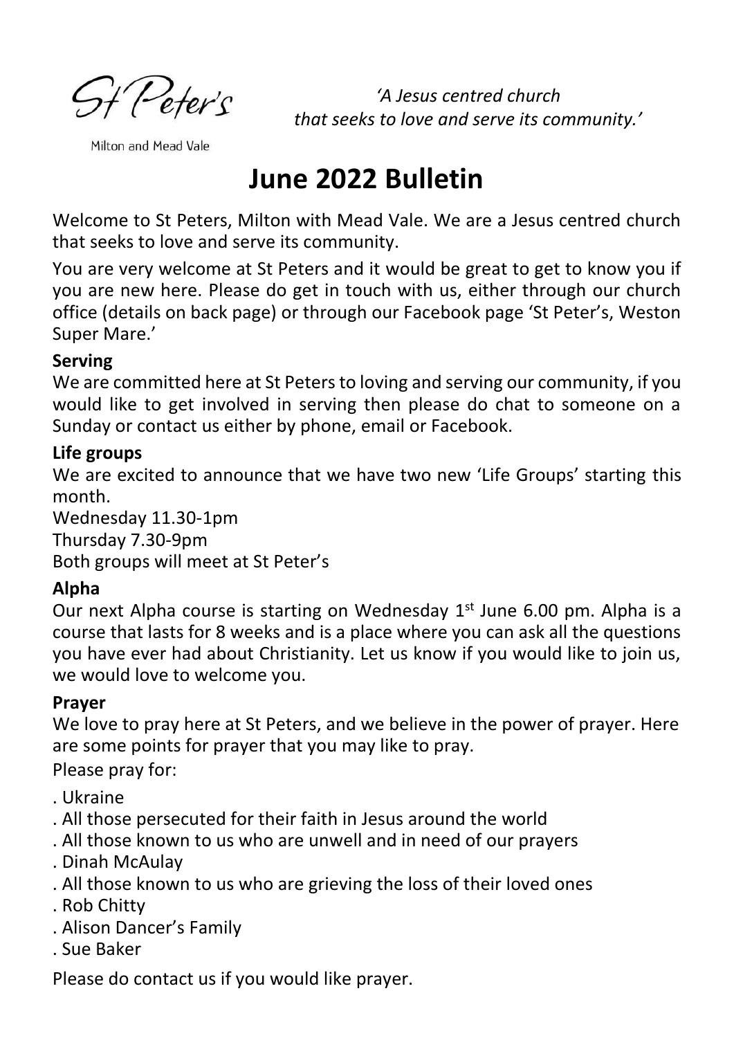St Peter's

Milton and Mead Vale

*'A Jesus centred church that seeks to love and serve its community.'*

# June 2022 Bulletin

Welcome to St Peters, Milton with Mead Vale. We are a Jesus centred church that seeks to love and serve its community.

You are very welcome at St Peters and it would be great to get to know you if you are new here. Please do get in touch with us, either through our church office (details on back page) or through our Facebook page 'St Peter's, Weston Super Mare.'

**Serving**

We are committed here at St Peters to loving and serving our community, if you would like to get involved in serving then please do chat to someone on a Sunday or contact us either by phone, email or Facebook.

**Life groups**

We are excited to announce that we have two new 'Life Groups' starting this month.

Wednesday 11.30-1pm
Thursday 7.30-9pm
Both groups will meet at St Peter's

**Alpha**

Our next Alpha course is starting on Wednesday 1st June 6.00 pm. Alpha is a course that lasts for 8 weeks and is a place where you can ask all the questions you have ever had about Christianity. Let us know if you would like to join us, we would love to welcome you.

**Prayer**

We love to pray here at St Peters, and we believe in the power of prayer. Here are some points for prayer that you may like to pray.

Please pray for:

. Ukraine
. All those persecuted for their faith in Jesus around the world
. All those known to us who are unwell and in need of our prayers
. Dinah McAulay
. All those known to us who are grieving the loss of their loved ones
. Rob Chitty
. Alison Dancer's Family
. Sue Baker

Please do contact us if you would like prayer.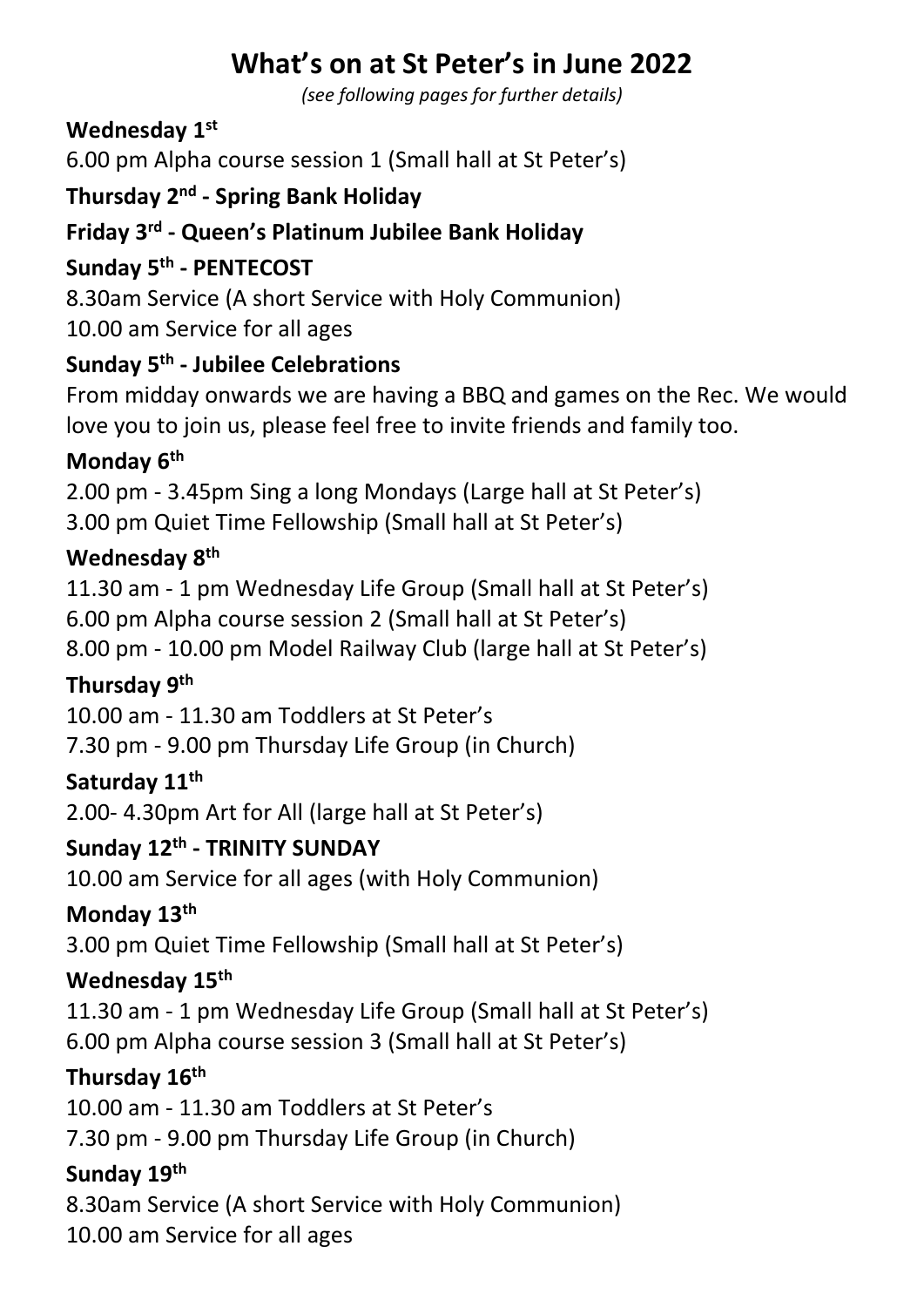# What's on at St Peter's in June 2022

*(see following pages for further details)*

**Wednesday 1st**

6.00 pm Alpha course session 1 (Small hall at St Peter's)

**Thursday 2nd - Spring Bank Holiday**

**Friday 3rd - Queen's Platinum Jubilee Bank Holiday**

**Sunday 5th - PENTECOST**

8.30am Service (A short Service with Holy Communion)
10.00 am Service for all ages

**Sunday 5th - Jubilee Celebrations**

From midday onwards we are having a BBQ and games on the Rec. We would love you to join us, please feel free to invite friends and family too.

**Monday 6th**

2.00 pm - 3.45pm Sing a long Mondays (Large hall at St Peter's)
3.00 pm Quiet Time Fellowship (Small hall at St Peter's)

**Wednesday 8th**

11.30 am - 1 pm Wednesday Life Group (Small hall at St Peter's)
6.00 pm Alpha course session 2 (Small hall at St Peter's)
8.00 pm - 10.00 pm Model Railway Club (large hall at St Peter's)

**Thursday 9th**

10.00 am - 11.30 am Toddlers at St Peter's
7.30 pm - 9.00 pm Thursday Life Group (in Church)

**Saturday 11th**

2.00- 4.30pm Art for All (large hall at St Peter's)

**Sunday 12th - TRINITY SUNDAY**

10.00 am Service for all ages (with Holy Communion)

**Monday 13th**

3.00 pm Quiet Time Fellowship (Small hall at St Peter's)

**Wednesday 15th**

11.30 am - 1 pm Wednesday Life Group (Small hall at St Peter's)
6.00 pm Alpha course session 3 (Small hall at St Peter's)

**Thursday 16th**

10.00 am - 11.30 am Toddlers at St Peter's
7.30 pm - 9.00 pm Thursday Life Group (in Church)

**Sunday 19th**

8.30am Service (A short Service with Holy Communion)
10.00 am Service for all ages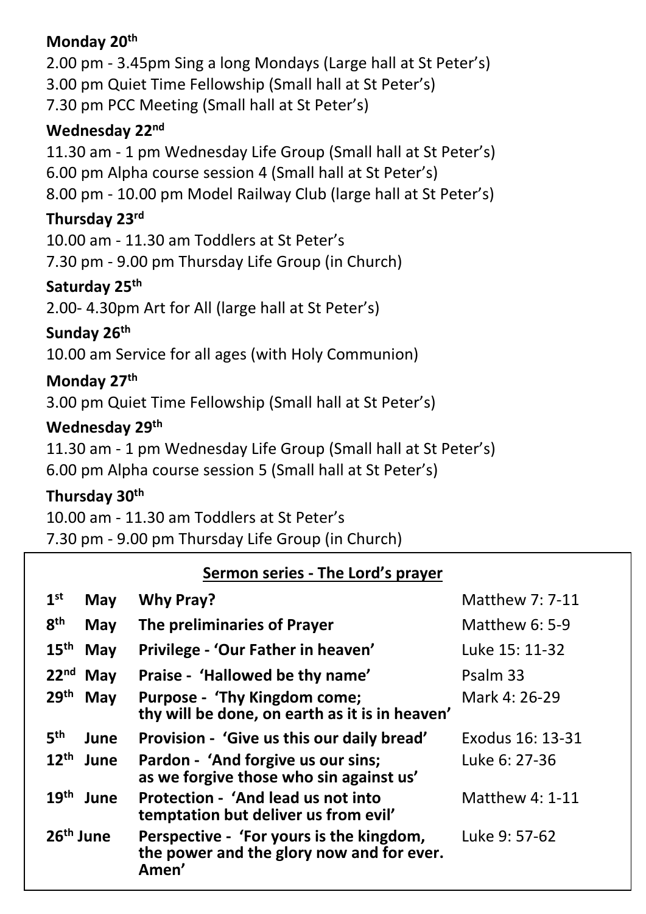**Monday 20th**

2.00 pm - 3.45pm Sing a long Mondays (Large hall at St Peter's)
3.00 pm Quiet Time Fellowship (Small hall at St Peter's)
7.30 pm PCC Meeting (Small hall at St Peter's)

**Wednesday 22nd**

11.30 am - 1 pm Wednesday Life Group (Small hall at St Peter's)
6.00 pm Alpha course session 4 (Small hall at St Peter's)
8.00 pm - 10.00 pm Model Railway Club (large hall at St Peter's)

**Thursday 23rd**

10.00 am - 11.30 am Toddlers at St Peter's
7.30 pm - 9.00 pm Thursday Life Group (in Church)

**Saturday 25th**

2.00- 4.30pm Art for All (large hall at St Peter's)

**Sunday 26th**

10.00 am Service for all ages (with Holy Communion)

**Monday 27th**

3.00 pm Quiet Time Fellowship (Small hall at St Peter's)

**Wednesday 29th**

11.30 am - 1 pm Wednesday Life Group (Small hall at St Peter's)
6.00 pm Alpha course session 5 (Small hall at St Peter's)

**Thursday 30th**

10.00 am - 11.30 am Toddlers at St Peter's
7.30 pm - 9.00 pm Thursday Life Group (in Church)

**Sermon series - The Lord's prayer**

| Date | Title | Reading |
|---|---|---|
| **1st May** | **Why Pray?** | Matthew 7: 7-11 |
| **8th May** | **The preliminaries of Prayer** | Matthew 6: 5-9 |
| **15th May** | **Privilege - 'Our Father in heaven'** | Luke 15: 11-32 |
| **22nd May** | **Praise - 'Hallowed be thy name'** | Psalm 33 |
| **29th May** | **Purpose - 'Thy Kingdom come; thy will be done, on earth as it is in heaven'** | Mark 4: 26-29 |
| **5th June** | **Provision - 'Give us this our daily bread'** | Exodus 16: 13-31 |
| **12th June** | **Pardon - 'And forgive us our sins; as we forgive those who sin against us'** | Luke 6: 27-36 |
| **19th June** | **Protection - 'And lead us not into temptation but deliver us from evil'** | Matthew 4: 1-11 |
| **26th June** | **Perspective - 'For yours is the kingdom, the power and the glory now and for ever. Amen'** | Luke 9: 57-62 |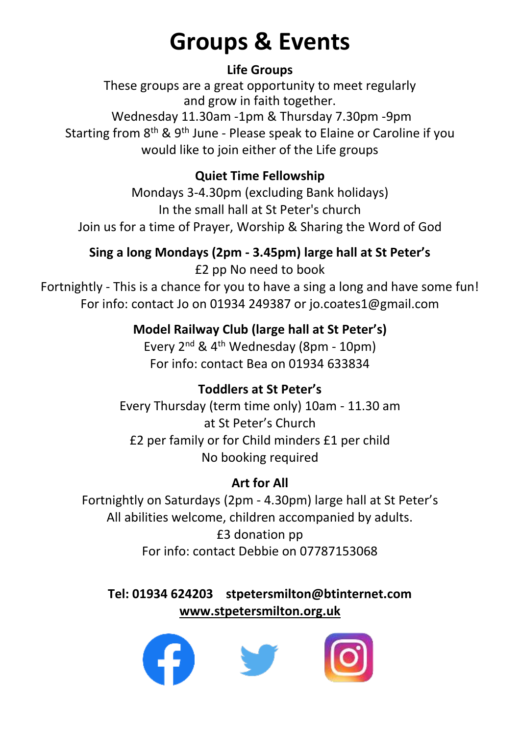# Groups & Events

**Life Groups**

These groups are a great opportunity to meet regularly and grow in faith together.

Wednesday 11.30am -1pm & Thursday 7.30pm -9pm

Starting from 8th & 9th June - Please speak to Elaine or Caroline if you would like to join either of the Life groups

**Quiet Time Fellowship**

Mondays 3-4.30pm (excluding Bank holidays)

In the small hall at St Peter's church

Join us for a time of Prayer, Worship & Sharing the Word of God

**Sing a long Mondays (2pm - 3.45pm) large hall at St Peter's**

£2 pp No need to book

Fortnightly - This is a chance for you to have a sing a long and have some fun!

For info: contact Jo on 01934 249387 or jo.coates1@gmail.com

**Model Railway Club (large hall at St Peter's)**

Every 2nd & 4th Wednesday (8pm - 10pm)

For info: contact Bea on 01934 633834

**Toddlers at St Peter's**

Every Thursday (term time only) 10am - 11.30 am

at St Peter's Church

£2 per family or for Child minders £1 per child

No booking required

**Art for All**

Fortnightly on Saturdays (2pm - 4.30pm) large hall at St Peter's

All abilities welcome, children accompanied by adults.

£3 donation pp

For info: contact Debbie on 07787153068

**Tel: 01934 624203 stpetersmilton@btinternet.com**

**www.stpetersmilton.org.uk**